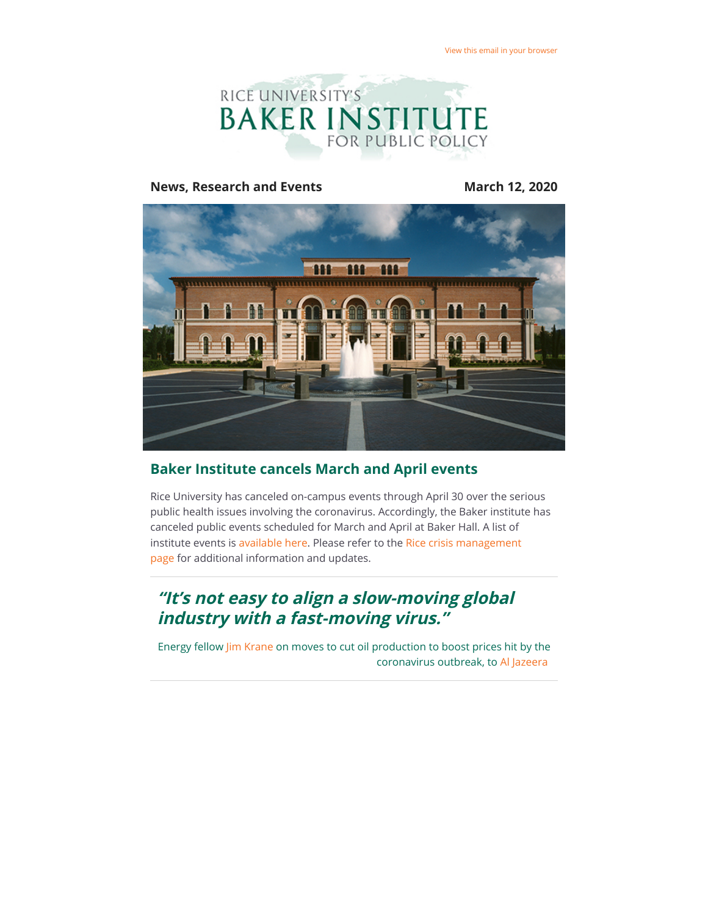View this email in your browser

RICE UNIVERSITY'S
BAKER INSTITUTE
FOR PUBLIC POLICY

**News, Research and Events** **March 12, 2020**

## Baker Institute cancels March and April events

Rice University has canceled on-campus events through April 30 over the serious public health issues involving the coronavirus. Accordingly, the Baker institute has canceled public events scheduled for March and April at Baker Hall. A list of institute events is available here. Please refer to the Rice crisis management page for additional information and updates.

---

### *"It's not easy to align a slow-moving global industry with a fast-moving virus."*

Energy fellow Jim Krane on moves to cut oil production to boost prices hit by the coronavirus outbreak, to Al Jazeera

---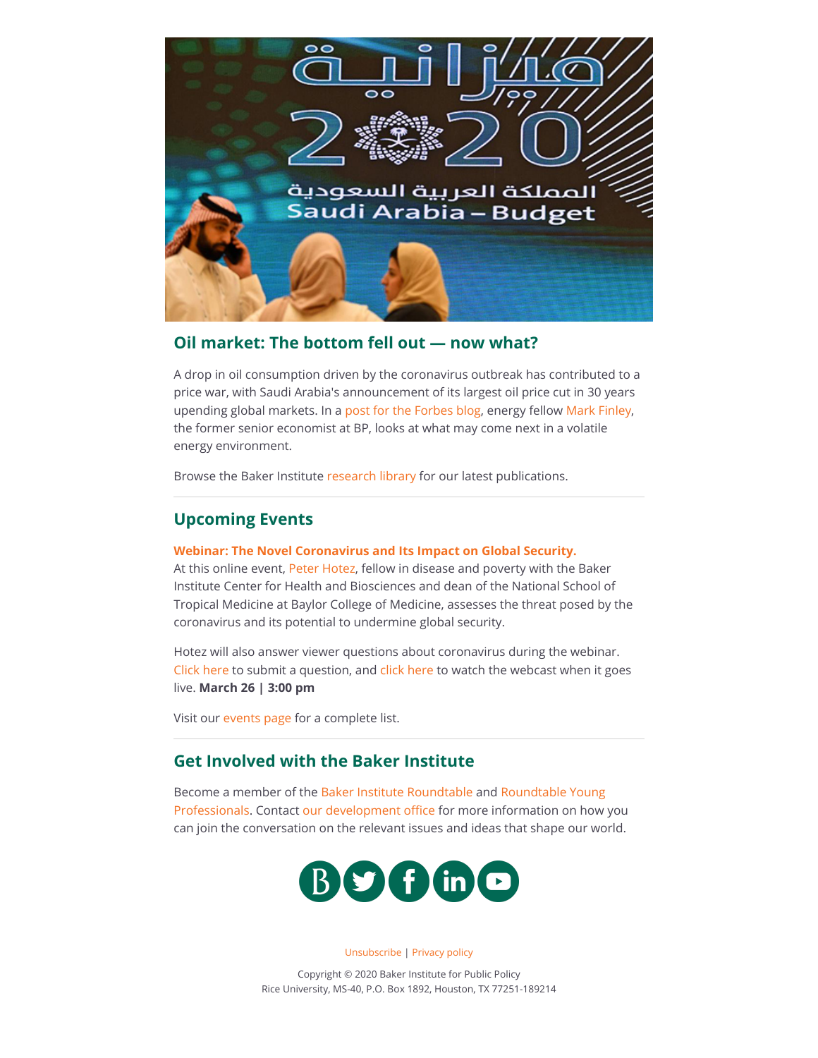## Oil market: The bottom fell out — now what?

A drop in oil consumption driven by the coronavirus outbreak has contributed to a price war, with Saudi Arabia's announcement of its largest oil price cut in 30 years upending global markets. In a post for the Forbes blog, energy fellow Mark Finley, the former senior economist at BP, looks at what may come next in a volatile energy environment.

Browse the Baker Institute research library for our latest publications.

---

## Upcoming Events

**Webinar: The Novel Coronavirus and Its Impact on Global Security.**
At this online event, Peter Hotez, fellow in disease and poverty with the Baker Institute Center for Health and Biosciences and dean of the National School of Tropical Medicine at Baylor College of Medicine, assesses the threat posed by the coronavirus and its potential to undermine global security.

Hotez will also answer viewer questions about coronavirus during the webinar. Click here to submit a question, and click here to watch the webcast when it goes live. **March 26 | 3:00 pm**

Visit our events page for a complete list.

---

## Get Involved with the Baker Institute

Become a member of the Baker Institute Roundtable and Roundtable Young Professionals. Contact our development office for more information on how you can join the conversation on the relevant issues and ideas that shape our world.

Unsubscribe | Privacy policy

Copyright © 2020 Baker Institute for Public Policy
Rice University, MS-40, P.O. Box 1892, Houston, TX 77251-189214